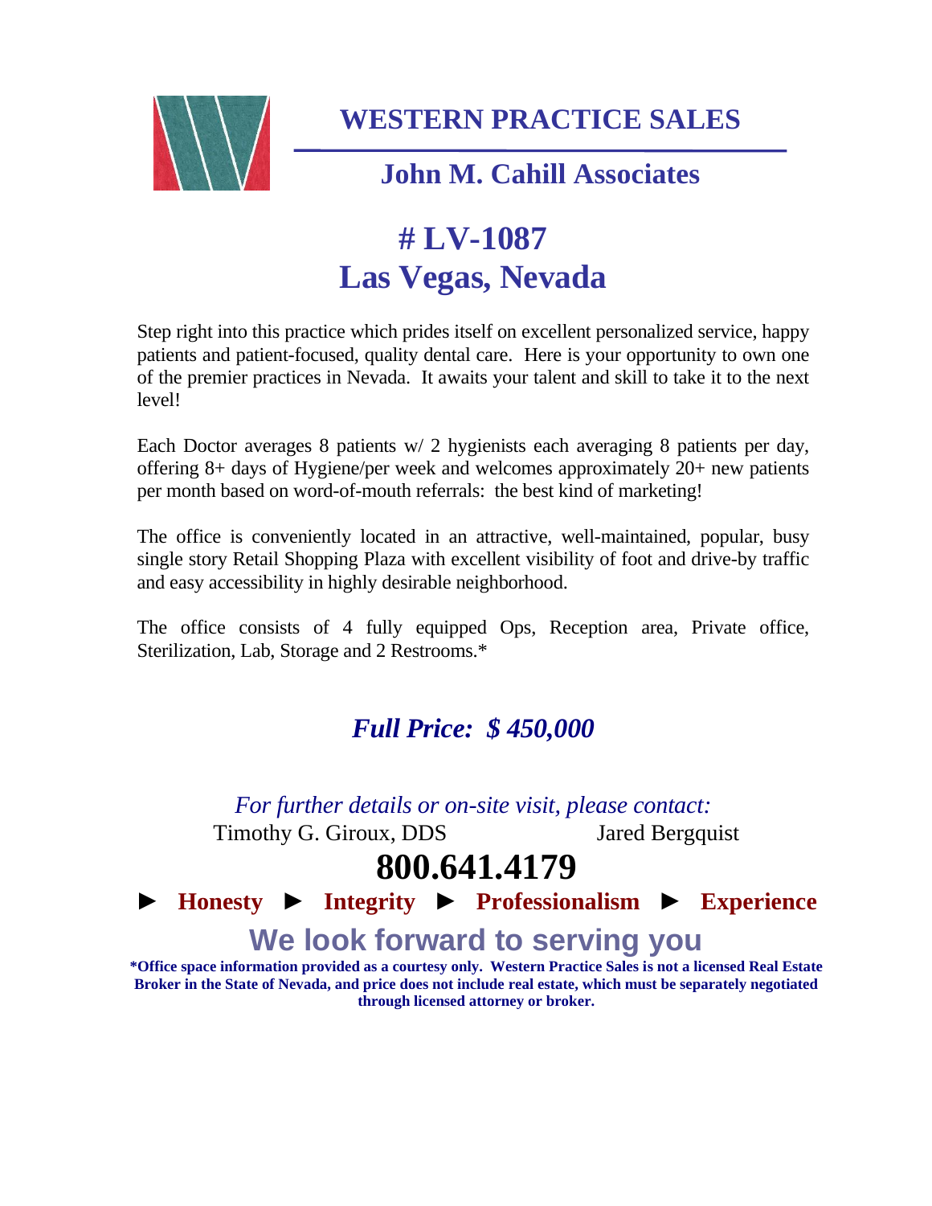# WESTERN PRACTICE SALES

## John M. Cahill Associates

# # LV-1087
# Las Vegas, Nevada

Step right into this practice which prides itself on excellent personalized service, happy patients and patient-focused, quality dental care. Here is your opportunity to own one of the premier practices in Nevada. It awaits your talent and skill to take it to the next level!

Each Doctor averages 8 patients w/ 2 hygienists each averaging 8 patients per day, offering 8+ days of Hygiene/per week and welcomes approximately 20+ new patients per month based on word-of-mouth referrals: the best kind of marketing!

The office is conveniently located in an attractive, well-maintained, popular, busy single story Retail Shopping Plaza with excellent visibility of foot and drive-by traffic and easy accessibility in highly desirable neighborhood.

The office consists of 4 fully equipped Ops, Reception area, Private office, Sterilization, Lab, Storage and 2 Restrooms.*

## *Full Price: $ 450,000*

*For further details or on-site visit, please contact:*

Timothy G. Giroux, DDS Jared Bergquist

**800.641.4179**

► **Honesty** ► **Integrity** ► **Professionalism** ► **Experience**

**We look forward to serving you**

**\*Office space information provided as a courtesy only. Western Practice Sales is not a licensed Real Estate Broker in the State of Nevada, and price does not include real estate, which must be separately negotiated through licensed attorney or broker.**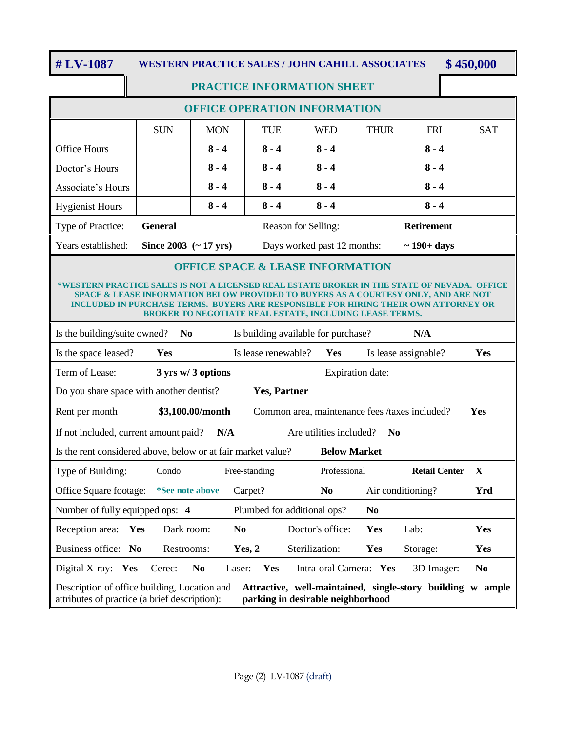# # LV-1087 — WESTERN PRACTICE SALES / JOHN CAHILL ASSOCIATES — $ 450,000

## PRACTICE INFORMATION SHEET

### OFFICE OPERATION INFORMATION

| | SUN | MON | TUE | WED | THUR | FRI | SAT |
|---|---|---|---|---|---|---|---|
| Office Hours | | **8 - 4** | **8 - 4** | **8 - 4** | | **8 - 4** | |
| Doctor's Hours | | **8 - 4** | **8 - 4** | **8 - 4** | | **8 - 4** | |
| Associate's Hours | | **8 - 4** | **8 - 4** | **8 - 4** | | **8 - 4** | |
| Hygienist Hours | | **8 - 4** | **8 - 4** | **8 - 4** | | **8 - 4** | |

Type of Practice: **General** — Reason for Selling: **Retirement**

Years established: **Since 2003 (~ 17 yrs)** — Days worked past 12 months: **~ 190+ days**

### OFFICE SPACE & LEASE INFORMATION

***WESTERN PRACTICE SALES IS NOT A LICENSED REAL ESTATE BROKER IN THE STATE OF NEVADA. OFFICE SPACE & LEASE INFORMATION BELOW PROVIDED TO BUYERS AS A COURTESY ONLY, AND ARE NOT INCLUDED IN PURCHASE TERMS. BUYERS ARE RESPONSIBLE FOR HIRING THEIR OWN ATTORNEY OR BROKER TO NEGOTIATE REAL ESTATE, INCLUDING LEASE TERMS.**

Is the building/suite owned? **No** — Is building available for purchase? **N/A**

Is the space leased? **Yes** — Is lease renewable? **Yes** — Is lease assignable? **Yes**

Term of Lease: **3 yrs w/ 3 options** — Expiration date:

Do you share space with another dentist? **Yes, Partner**

Rent per month **$3,100.00/month** — Common area, maintenance fees /taxes included? **Yes**

If not included, current amount paid? **N/A** — Are utilities included? **No**

Is the rent considered above, below or at fair market value? **Below Market**

Type of Building: Condo — Free-standing — Professional — **Retail Center X**

Office Square footage: ***See note above** — Carpet? **No** — Air conditioning? **Yrd**

Number of fully equipped ops: **4** — Plumbed for additional ops? **No**

Reception area: **Yes** — Dark room: **No** — Doctor's office: **Yes** — Lab: **Yes**

Business office: **No** — Restrooms: **Yes, 2** — Sterilization: **Yes** — Storage: **Yes**

Digital X-ray: **Yes** — Cerec: **No** — Laser: **Yes** — Intra-oral Camera: **Yes** — 3D Imager: **No**

Description of office building, Location and attributes of practice (a brief description): **Attractive, well-maintained, single-story building w ample parking in desirable neighborhood**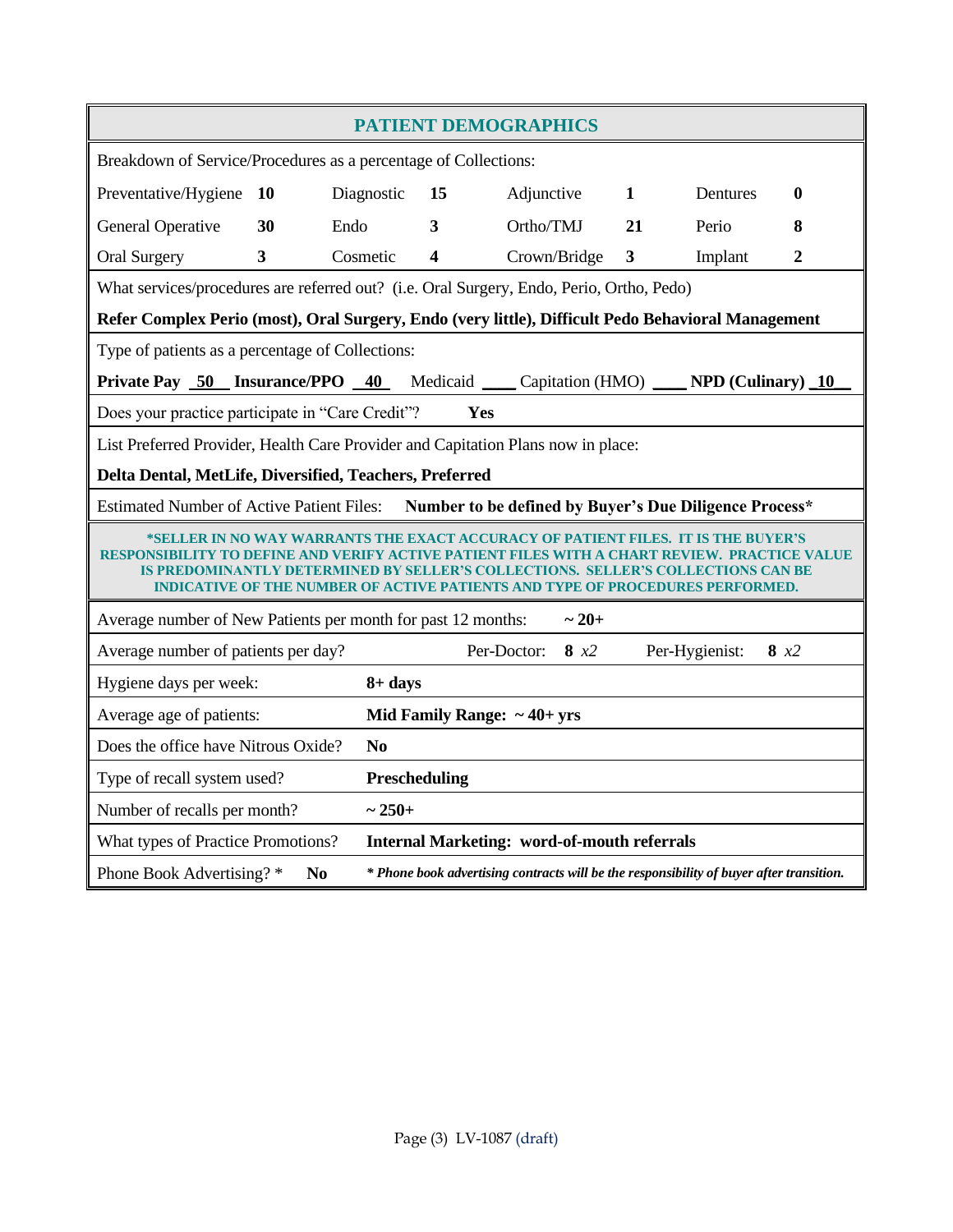## PATIENT DEMOGRAPHICS

Breakdown of Service/Procedures as a percentage of Collections:

| | | | | | | | |
|---|---|---|---|---|---|---|---|
| Preventative/Hygiene | **10** | Diagnostic | **15** | Adjunctive | **1** | Dentures | **0** |
| General Operative | **30** | Endo | **3** | Ortho/TMJ | **21** | Perio | **8** |
| Oral Surgery | **3** | Cosmetic | **4** | Crown/Bridge | **3** | Implant | **2** |

What services/procedures are referred out? (i.e. Oral Surgery, Endo, Perio, Ortho, Pedo)

**Refer Complex Perio (most), Oral Surgery, Endo (very little), Difficult Pedo Behavioral Management**

Type of patients as a percentage of Collections:

**Private Pay __50__ Insurance/PPO __40__** Medicaid ____ Capitation (HMO) ____ **NPD (Culinary) __10__**

Does your practice participate in "Care Credit"? **Yes**

List Preferred Provider, Health Care Provider and Capitation Plans now in place:

**Delta Dental, MetLife, Diversified, Teachers, Preferred**

Estimated Number of Active Patient Files: **Number to be defined by Buyer's Due Diligence Process***

**\*SELLER IN NO WAY WARRANTS THE EXACT ACCURACY OF PATIENT FILES. IT IS THE BUYER'S RESPONSIBILITY TO DEFINE AND VERIFY ACTIVE PATIENT FILES WITH A CHART REVIEW. PRACTICE VALUE IS PREDOMINANTLY DETERMINED BY SELLER'S COLLECTIONS. SELLER'S COLLECTIONS CAN BE INDICATIVE OF THE NUMBER OF ACTIVE PATIENTS AND TYPE OF PROCEDURES PERFORMED.**

Average number of New Patients per month for past 12 months: **~ 20+**

Average number of patients per day? Per-Doctor: **8** *x2* Per-Hygienist: **8** *x2*

| | |
|---|---|
| Hygiene days per week: | **8+ days** |
| Average age of patients: | **Mid Family Range: ~ 40+ yrs** |
| Does the office have Nitrous Oxide? | **No** |
| Type of recall system used? | **Prescheduling** |
| Number of recalls per month? | **~ 250+** |
| What types of Practice Promotions? | **Internal Marketing: word-of-mouth referrals** |
| Phone Book Advertising? * **No** | ***\* Phone book advertising contracts will be the responsibility of buyer after transition.*** |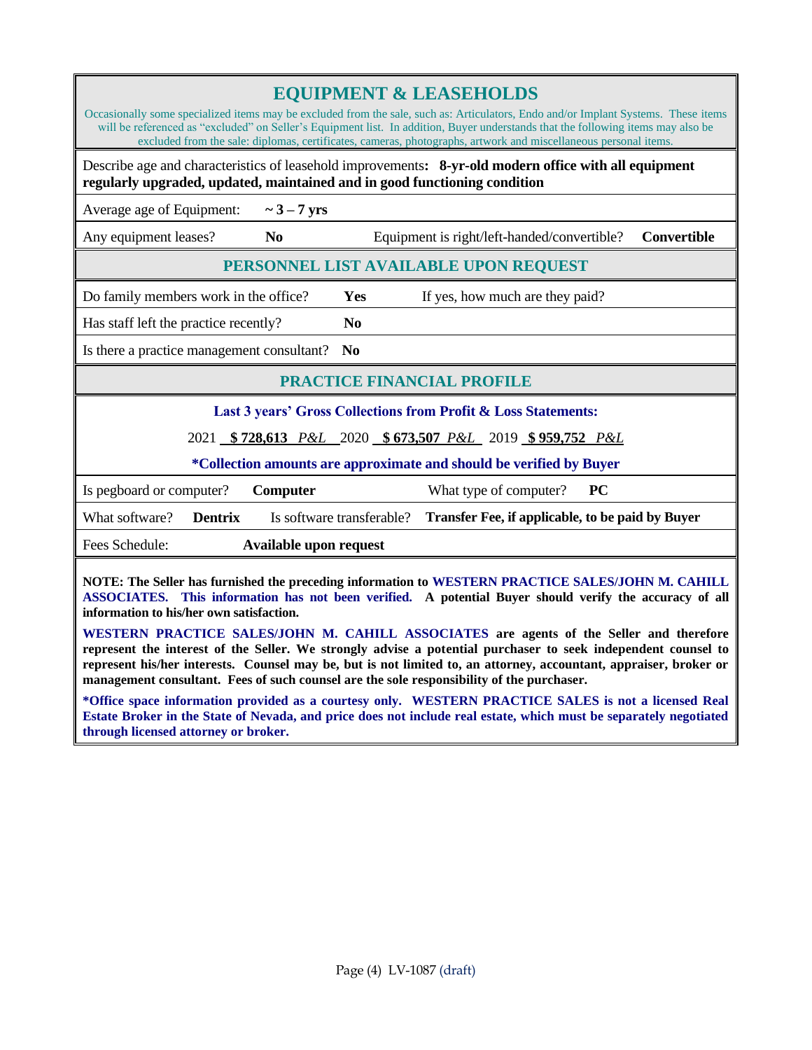## EQUIPMENT & LEASEHOLDS

Occasionally some specialized items may be excluded from the sale, such as: Articulators, Endo and/or Implant Systems. These items will be referenced as "excluded" on Seller's Equipment list. In addition, Buyer understands that the following items may also be excluded from the sale: diplomas, certificates, cameras, photographs, artwork and miscellaneous personal items.

Describe age and characteristics of leasehold improvements**: 8-yr-old modern office with all equipment regularly upgraded, updated, maintained and in good functioning condition**

Average age of Equipment: **~ 3 – 7 yrs**

Any equipment leases? **No** Equipment is right/left-handed/convertible? **Convertible**

## PERSONNEL LIST AVAILABLE UPON REQUEST

Do family members work in the office? **Yes** If yes, how much are they paid?

Has staff left the practice recently? **No**

Is there a practice management consultant? **No**

## PRACTICE FINANCIAL PROFILE

**Last 3 years' Gross Collections from Profit & Loss Statements:**

2021 **$ 728,613** *P&L* 2020 **$ 673,507** *P&L* 2019 **$ 959,752** *P&L*

***Collection amounts are approximate and should be verified by Buyer**

Is pegboard or computer? **Computer** What type of computer? **PC**

What software? **Dentrix** Is software transferable? **Transfer Fee, if applicable, to be paid by Buyer**

Fees Schedule: **Available upon request**

**NOTE: The Seller has furnished the preceding information to WESTERN PRACTICE SALES/JOHN M. CAHILL ASSOCIATES. This information has not been verified. A potential Buyer should verify the accuracy of all information to his/her own satisfaction.**

**WESTERN PRACTICE SALES/JOHN M. CAHILL ASSOCIATES are agents of the Seller and therefore represent the interest of the Seller. We strongly advise a potential purchaser to seek independent counsel to represent his/her interests. Counsel may be, but is not limited to, an attorney, accountant, appraiser, broker or management consultant. Fees of such counsel are the sole responsibility of the purchaser.**

***Office space information provided as a courtesy only. WESTERN PRACTICE SALES is not a licensed Real Estate Broker in the State of Nevada, and price does not include real estate, which must be separately negotiated through licensed attorney or broker.**

Page (4) LV-1087 (draft)